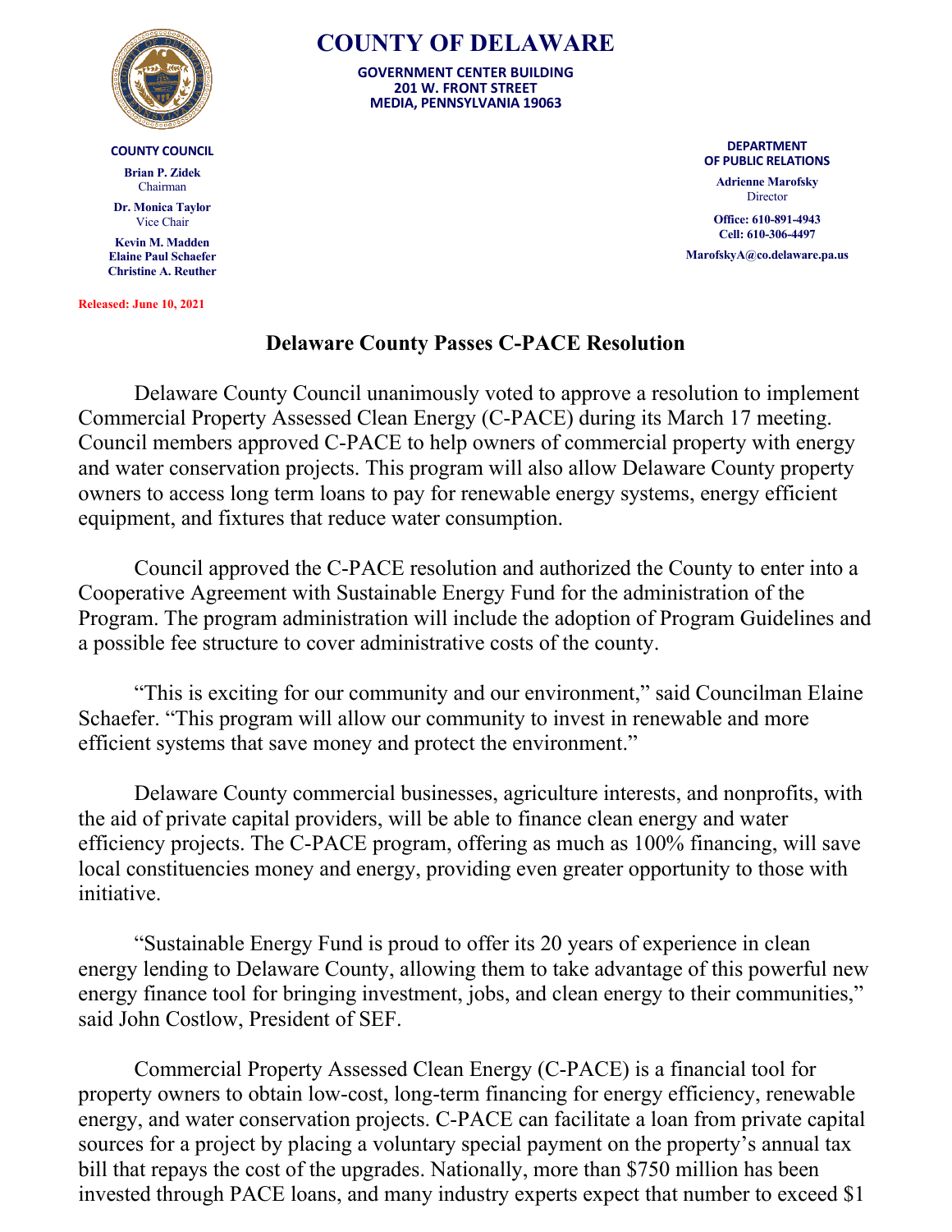# COUNTY OF DELAWARE

**GOVERNMENT CENTER BUILDING**
**201 W. FRONT STREET**
**MEDIA, PENNSYLVANIA 19063**

**COUNTY COUNCIL**

**Brian P. Zidek**
Chairman

**Dr. Monica Taylor**
Vice Chair

**Kevin M. Madden**
**Elaine Paul Schaefer**
**Christine A. Reuther**

**DEPARTMENT OF PUBLIC RELATIONS**

**Adrienne Marofsky**
Director

**Office: 610-891-4943**
**Cell: 610-306-4497**

**MarofskyA@co.delaware.pa.us**

**Released: June 10, 2021**

## Delaware County Passes C-PACE Resolution

Delaware County Council unanimously voted to approve a resolution to implement Commercial Property Assessed Clean Energy (C-PACE) during its March 17 meeting. Council members approved C-PACE to help owners of commercial property with energy and water conservation projects. This program will also allow Delaware County property owners to access long term loans to pay for renewable energy systems, energy efficient equipment, and fixtures that reduce water consumption.

Council approved the C-PACE resolution and authorized the County to enter into a Cooperative Agreement with Sustainable Energy Fund for the administration of the Program. The program administration will include the adoption of Program Guidelines and a possible fee structure to cover administrative costs of the county.

"This is exciting for our community and our environment," said Councilman Elaine Schaefer. "This program will allow our community to invest in renewable and more efficient systems that save money and protect the environment."

Delaware County commercial businesses, agriculture interests, and nonprofits, with the aid of private capital providers, will be able to finance clean energy and water efficiency projects. The C-PACE program, offering as much as 100% financing, will save local constituencies money and energy, providing even greater opportunity to those with initiative.

"Sustainable Energy Fund is proud to offer its 20 years of experience in clean energy lending to Delaware County, allowing them to take advantage of this powerful new energy finance tool for bringing investment, jobs, and clean energy to their communities," said John Costlow, President of SEF.

Commercial Property Assessed Clean Energy (C-PACE) is a financial tool for property owners to obtain low-cost, long-term financing for energy efficiency, renewable energy, and water conservation projects. C-PACE can facilitate a loan from private capital sources for a project by placing a voluntary special payment on the property's annual tax bill that repays the cost of the upgrades. Nationally, more than $750 million has been invested through PACE loans, and many industry experts expect that number to exceed $1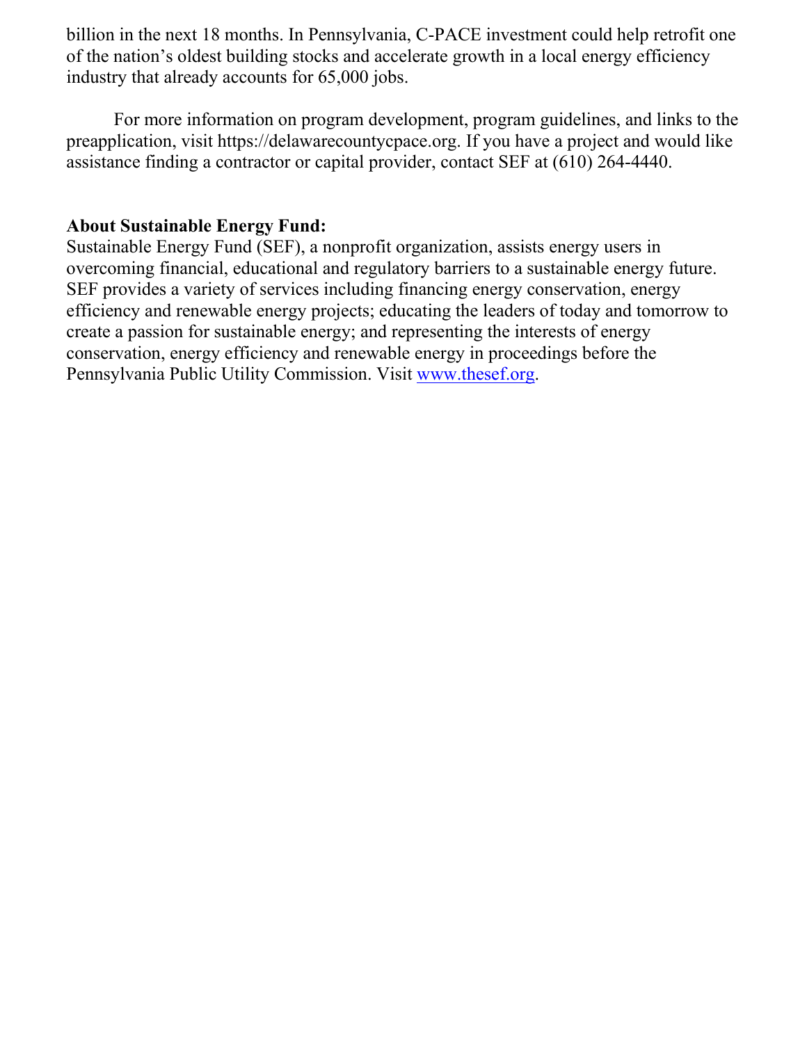billion in the next 18 months. In Pennsylvania, C-PACE investment could help retrofit one of the nation's oldest building stocks and accelerate growth in a local energy efficiency industry that already accounts for 65,000 jobs.

For more information on program development, program guidelines, and links to the preapplication, visit https://delawarecountycpace.org. If you have a project and would like assistance finding a contractor or capital provider, contact SEF at (610) 264-4440.

**About Sustainable Energy Fund:**

Sustainable Energy Fund (SEF), a nonprofit organization, assists energy users in overcoming financial, educational and regulatory barriers to a sustainable energy future. SEF provides a variety of services including financing energy conservation, energy efficiency and renewable energy projects; educating the leaders of today and tomorrow to create a passion for sustainable energy; and representing the interests of energy conservation, energy efficiency and renewable energy in proceedings before the Pennsylvania Public Utility Commission. Visit www.thesef.org.